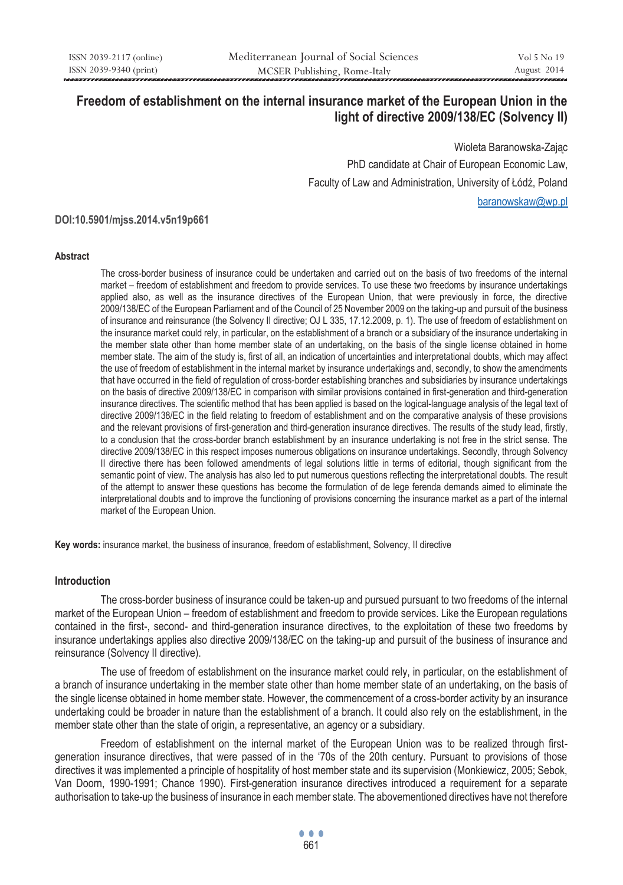# Freedom of establishment on the internal insurance market of the European Union in the light of directive 2009/138/EC (Solvency II)

Wioleta Baranowska-Zając

PhD candidate at Chair of European Economic Law,

Faculty of Law and Administration, University of Łódź, Poland

baranowskaw@wp.pl

**DOI:10.5901/mjss.2014.v5n19p661**

#### Abstract

The cross-border business of insurance could be undertaken and carried out on the basis of two freedoms of the internal market – freedom of establishment and freedom to provide services. To use these two freedoms by insurance undertakings applied also, as well as the insurance directives of the European Union, that were previously in force, the directive 2009/138/EC of the European Parliament and of the Council of 25 November 2009 on the taking-up and pursuit of the business of insurance and reinsurance (the Solvency II directive; OJ L 335, 17.12.2009, p. 1). The use of freedom of establishment on the insurance market could rely, in particular, on the establishment of a branch or a subsidiary of the insurance undertaking in the member state other than home member state of an undertaking, on the basis of the single license obtained in home member state. The aim of the study is, first of all, an indication of uncertainties and interpretational doubts, which may affect the use of freedom of establishment in the internal market by insurance undertakings and, secondly, to show the amendments that have occurred in the field of regulation of cross-border establishing branches and subsidiaries by insurance undertakings on the basis of directive 2009/138/EC in comparison with similar provisions contained in first-generation and third-generation insurance directives. The scientific method that has been applied is based on the logical-language analysis of the legal text of directive 2009/138/EC in the field relating to freedom of establishment and on the comparative analysis of these provisions and the relevant provisions of first-generation and third-generation insurance directives. The results of the study lead, firstly, to a conclusion that the cross-border branch establishment by an insurance undertaking is not free in the strict sense. The directive 2009/138/EC in this respect imposes numerous obligations on insurance undertakings. Secondly, through Solvency II directive there has been followed amendments of legal solutions little in terms of editorial, though significant from the semantic point of view. The analysis has also led to put numerous questions reflecting the interpretational doubts. The result of the attempt to answer these questions has become the formulation of de lege ferenda demands aimed to eliminate the interpretational doubts and to improve the functioning of provisions concerning the insurance market as a part of the internal market of the European Union.

**Key words:** insurance market, the business of insurance, freedom of establishment, Solvency, II directive

## Introduction

The cross-border business of insurance could be taken-up and pursued pursuant to two freedoms of the internal market of the European Union – freedom of establishment and freedom to provide services. Like the European regulations contained in the first-, second- and third-generation insurance directives, to the exploitation of these two freedoms by insurance undertakings applies also directive 2009/138/EC on the taking-up and pursuit of the business of insurance and reinsurance (Solvency II directive).

The use of freedom of establishment on the insurance market could rely, in particular, on the establishment of a branch of insurance undertaking in the member state other than home member state of an undertaking, on the basis of the single license obtained in home member state. However, the commencement of a cross-border activity by an insurance undertaking could be broader in nature than the establishment of a branch. It could also rely on the establishment, in the member state other than the state of origin, a representative, an agency or a subsidiary.

Freedom of establishment on the internal market of the European Union was to be realized through first-generation insurance directives, that were passed of in the '70s of the 20th century. Pursuant to provisions of those directives it was implemented a principle of hospitality of host member state and its supervision (Monkiewicz, 2005; Sebok, Van Doorn, 1990-1991; Chance 1990). First-generation insurance directives introduced a requirement for a separate authorisation to take-up the business of insurance in each member state. The abovementioned directives have not therefore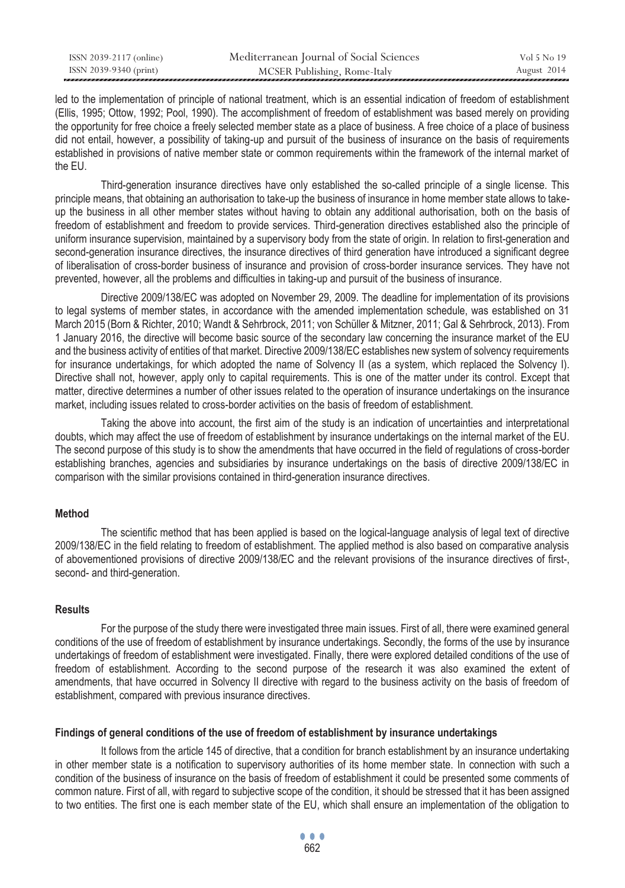led to the implementation of principle of national treatment, which is an essential indication of freedom of establishment (Ellis, 1995; Ottow, 1992; Pool, 1990). The accomplishment of freedom of establishment was based merely on providing the opportunity for free choice a freely selected member state as a place of business. A free choice of a place of business did not entail, however, a possibility of taking-up and pursuit of the business of insurance on the basis of requirements established in provisions of native member state or common requirements within the framework of the internal market of the EU.

Third-generation insurance directives have only established the so-called principle of a single license. This principle means, that obtaining an authorisation to take-up the business of insurance in home member state allows to take-up the business in all other member states without having to obtain any additional authorisation, both on the basis of freedom of establishment and freedom to provide services. Third-generation directives established also the principle of uniform insurance supervision, maintained by a supervisory body from the state of origin. In relation to first-generation and second-generation insurance directives, the insurance directives of third generation have introduced a significant degree of liberalisation of cross-border business of insurance and provision of cross-border insurance services. They have not prevented, however, all the problems and difficulties in taking-up and pursuit of the business of insurance.

Directive 2009/138/EC was adopted on November 29, 2009. The deadline for implementation of its provisions to legal systems of member states, in accordance with the amended implementation schedule, was established on 31 March 2015 (Born & Richter, 2010; Wandt & Sehrbrock, 2011; von Schüller & Mitzner, 2011; Gal & Sehrbrock, 2013). From 1 January 2016, the directive will become basic source of the secondary law concerning the insurance market of the EU and the business activity of entities of that market. Directive 2009/138/EC establishes new system of solvency requirements for insurance undertakings, for which adopted the name of Solvency II (as a system, which replaced the Solvency I). Directive shall not, however, apply only to capital requirements. This is one of the matter under its control. Except that matter, directive determines a number of other issues related to the operation of insurance undertakings on the insurance market, including issues related to cross-border activities on the basis of freedom of establishment.

Taking the above into account, the first aim of the study is an indication of uncertainties and interpretational doubts, which may affect the use of freedom of establishment by insurance undertakings on the internal market of the EU. The second purpose of this study is to show the amendments that have occurred in the field of regulations of cross-border establishing branches, agencies and subsidiaries by insurance undertakings on the basis of directive 2009/138/EC in comparison with the similar provisions contained in third-generation insurance directives.

## Method

The scientific method that has been applied is based on the logical-language analysis of legal text of directive 2009/138/EC in the field relating to freedom of establishment. The applied method is also based on comparative analysis of abovementioned provisions of directive 2009/138/EC and the relevant provisions of the insurance directives of first-, second- and third-generation.

## Results

For the purpose of the study there were investigated three main issues. First of all, there were examined general conditions of the use of freedom of establishment by insurance undertakings. Secondly, the forms of the use by insurance undertakings of freedom of establishment were investigated. Finally, there were explored detailed conditions of the use of freedom of establishment. According to the second purpose of the research it was also examined the extent of amendments, that have occurred in Solvency II directive with regard to the business activity on the basis of freedom of establishment, compared with previous insurance directives.

### Findings of general conditions of the use of freedom of establishment by insurance undertakings

It follows from the article 145 of directive, that a condition for branch establishment by an insurance undertaking in other member state is a notification to supervisory authorities of its home member state. In connection with such a condition of the business of insurance on the basis of freedom of establishment it could be presented some comments of common nature. First of all, with regard to subjective scope of the condition, it should be stressed that it has been assigned to two entities. The first one is each member state of the EU, which shall ensure an implementation of the obligation to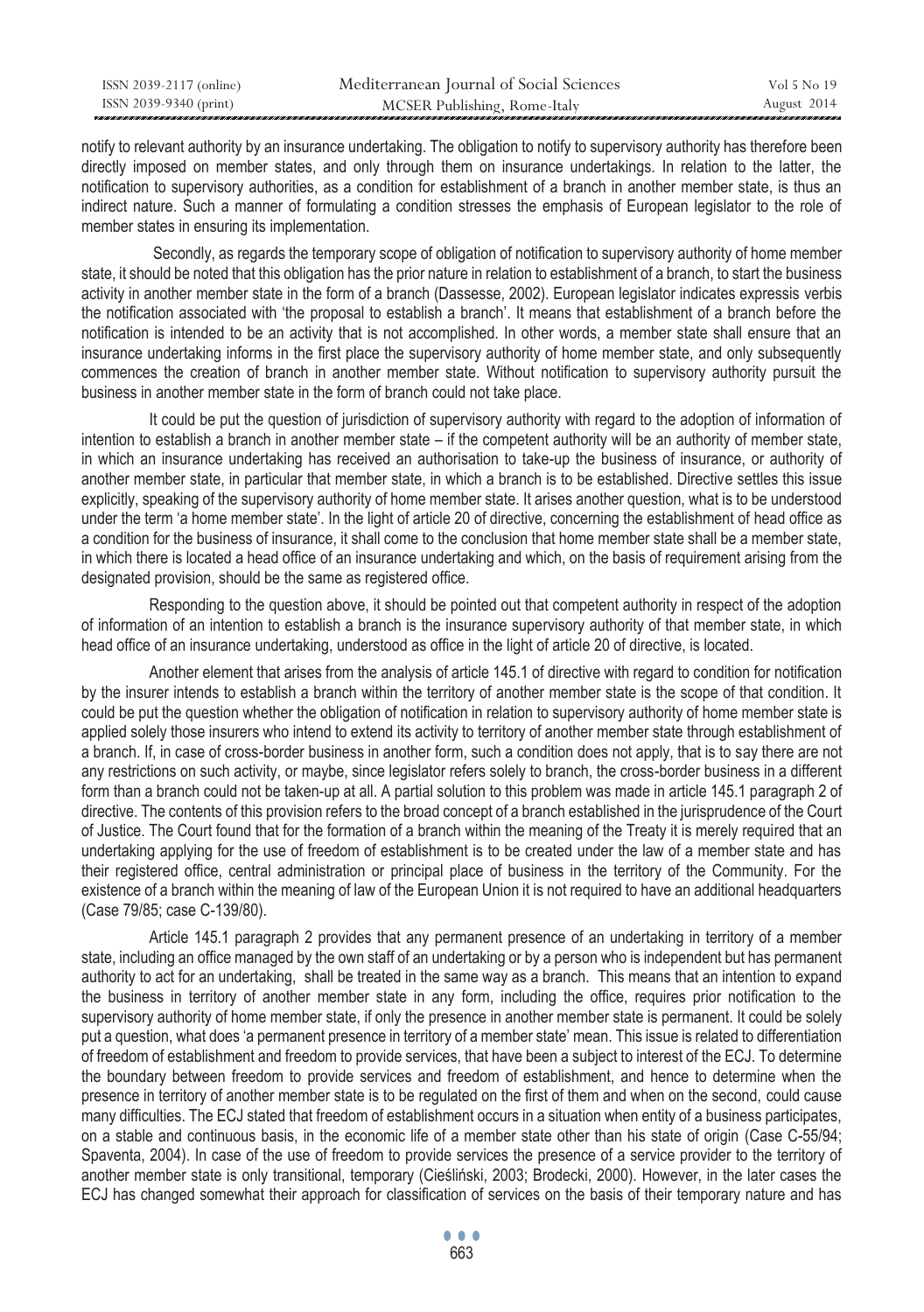notify to relevant authority by an insurance undertaking. The obligation to notify to supervisory authority has therefore been directly imposed on member states, and only through them on insurance undertakings. In relation to the latter, the notification to supervisory authorities, as a condition for establishment of a branch in another member state, is thus an indirect nature. Such a manner of formulating a condition stresses the emphasis of European legislator to the role of member states in ensuring its implementation.

Secondly, as regards the temporary scope of obligation of notification to supervisory authority of home member state, it should be noted that this obligation has the prior nature in relation to establishment of a branch, to start the business activity in another member state in the form of a branch (Dassesse, 2002). European legislator indicates expressis verbis the notification associated with 'the proposal to establish a branch'. It means that establishment of a branch before the notification is intended to be an activity that is not accomplished. In other words, a member state shall ensure that an insurance undertaking informs in the first place the supervisory authority of home member state, and only subsequently commences the creation of branch in another member state. Without notification to supervisory authority pursuit the business in another member state in the form of branch could not take place.

It could be put the question of jurisdiction of supervisory authority with regard to the adoption of information of intention to establish a branch in another member state – if the competent authority will be an authority of member state, in which an insurance undertaking has received an authorisation to take-up the business of insurance, or authority of another member state, in particular that member state, in which a branch is to be established. Directive settles this issue explicitly, speaking of the supervisory authority of home member state. It arises another question, what is to be understood under the term 'a home member state'. In the light of article 20 of directive, concerning the establishment of head office as a condition for the business of insurance, it shall come to the conclusion that home member state shall be a member state, in which there is located a head office of an insurance undertaking and which, on the basis of requirement arising from the designated provision, should be the same as registered office.

Responding to the question above, it should be pointed out that competent authority in respect of the adoption of information of an intention to establish a branch is the insurance supervisory authority of that member state, in which head office of an insurance undertaking, understood as office in the light of article 20 of directive, is located.

Another element that arises from the analysis of article 145.1 of directive with regard to condition for notification by the insurer intends to establish a branch within the territory of another member state is the scope of that condition. It could be put the question whether the obligation of notification in relation to supervisory authority of home member state is applied solely those insurers who intend to extend its activity to territory of another member state through establishment of a branch. If, in case of cross-border business in another form, such a condition does not apply, that is to say there are not any restrictions on such activity, or maybe, since legislator refers solely to branch, the cross-border business in a different form than a branch could not be taken-up at all. A partial solution to this problem was made in article 145.1 paragraph 2 of directive. The contents of this provision refers to the broad concept of a branch established in the jurisprudence of the Court of Justice. The Court found that for the formation of a branch within the meaning of the Treaty it is merely required that an undertaking applying for the use of freedom of establishment is to be created under the law of a member state and has their registered office, central administration or principal place of business in the territory of the Community. For the existence of a branch within the meaning of law of the European Union it is not required to have an additional headquarters (Case 79/85; case C-139/80).

Article 145.1 paragraph 2 provides that any permanent presence of an undertaking in territory of a member state, including an office managed by the own staff of an undertaking or by a person who is independent but has permanent authority to act for an undertaking, shall be treated in the same way as a branch. This means that an intention to expand the business in territory of another member state in any form, including the office, requires prior notification to the supervisory authority of home member state, if only the presence in another member state is permanent. It could be solely put a question, what does 'a permanent presence in territory of a member state' mean. This issue is related to differentiation of freedom of establishment and freedom to provide services, that have been a subject to interest of the ECJ. To determine the boundary between freedom to provide services and freedom of establishment, and hence to determine when the presence in territory of another member state is to be regulated on the first of them and when on the second, could cause many difficulties. The ECJ stated that freedom of establishment occurs in a situation when entity of a business participates, on a stable and continuous basis, in the economic life of a member state other than his state of origin (Case C-55/94; Spaventa, 2004). In case of the use of freedom to provide services the presence of a service provider to the territory of another member state is only transitional, temporary (Cieśliński, 2003; Brodecki, 2000). However, in the later cases the ECJ has changed somewhat their approach for classification of services on the basis of their temporary nature and has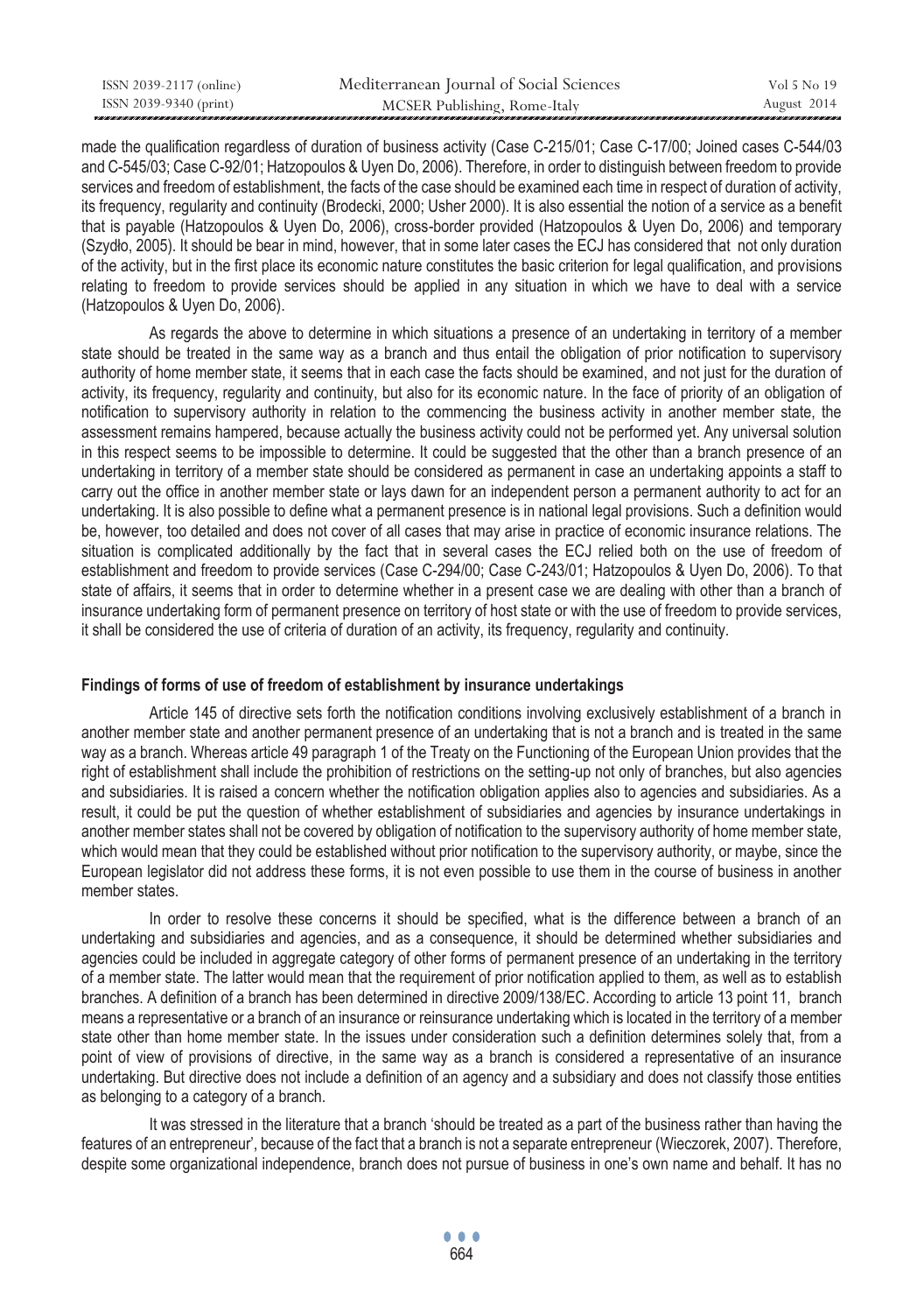made the qualification regardless of duration of business activity (Case C-215/01; Case C-17/00; Joined cases C-544/03 and C-545/03; Case C-92/01; Hatzopoulos & Uyen Do, 2006). Therefore, in order to distinguish between freedom to provide services and freedom of establishment, the facts of the case should be examined each time in respect of duration of activity, its frequency, regularity and continuity (Brodecki, 2000; Usher 2000). It is also essential the notion of a service as a benefit that is payable (Hatzopoulos & Uyen Do, 2006), cross-border provided (Hatzopoulos & Uyen Do, 2006) and temporary (Szydło, 2005). It should be bear in mind, however, that in some later cases the ECJ has considered that not only duration of the activity, but in the first place its economic nature constitutes the basic criterion for legal qualification, and provisions relating to freedom to provide services should be applied in any situation in which we have to deal with a service (Hatzopoulos & Uyen Do, 2006).

As regards the above to determine in which situations a presence of an undertaking in territory of a member state should be treated in the same way as a branch and thus entail the obligation of prior notification to supervisory authority of home member state, it seems that in each case the facts should be examined, and not just for the duration of activity, its frequency, regularity and continuity, but also for its economic nature. In the face of priority of an obligation of notification to supervisory authority in relation to the commencing the business activity in another member state, the assessment remains hampered, because actually the business activity could not be performed yet. Any universal solution in this respect seems to be impossible to determine. It could be suggested that the other than a branch presence of an undertaking in territory of a member state should be considered as permanent in case an undertaking appoints a staff to carry out the office in another member state or lays dawn for an independent person a permanent authority to act for an undertaking. It is also possible to define what a permanent presence is in national legal provisions. Such a definition would be, however, too detailed and does not cover of all cases that may arise in practice of economic insurance relations. The situation is complicated additionally by the fact that in several cases the ECJ relied both on the use of freedom of establishment and freedom to provide services (Case C-294/00; Case C-243/01; Hatzopoulos & Uyen Do, 2006). To that state of affairs, it seems that in order to determine whether in a present case we are dealing with other than a branch of insurance undertaking form of permanent presence on territory of host state or with the use of freedom to provide services, it shall be considered the use of criteria of duration of an activity, its frequency, regularity and continuity.

### Findings of forms of use of freedom of establishment by insurance undertakings

Article 145 of directive sets forth the notification conditions involving exclusively establishment of a branch in another member state and another permanent presence of an undertaking that is not a branch and is treated in the same way as a branch. Whereas article 49 paragraph 1 of the Treaty on the Functioning of the European Union provides that the right of establishment shall include the prohibition of restrictions on the setting-up not only of branches, but also agencies and subsidiaries. It is raised a concern whether the notification obligation applies also to agencies and subsidiaries. As a result, it could be put the question of whether establishment of subsidiaries and agencies by insurance undertakings in another member states shall not be covered by obligation of notification to the supervisory authority of home member state, which would mean that they could be established without prior notification to the supervisory authority, or maybe, since the European legislator did not address these forms, it is not even possible to use them in the course of business in another member states.

In order to resolve these concerns it should be specified, what is the difference between a branch of an undertaking and subsidiaries and agencies, and as a consequence, it should be determined whether subsidiaries and agencies could be included in aggregate category of other forms of permanent presence of an undertaking in the territory of a member state. The latter would mean that the requirement of prior notification applied to them, as well as to establish branches. A definition of a branch has been determined in directive 2009/138/EC. According to article 13 point 11, branch means a representative or a branch of an insurance or reinsurance undertaking which is located in the territory of a member state other than home member state. In the issues under consideration such a definition determines solely that, from a point of view of provisions of directive, in the same way as a branch is considered a representative of an insurance undertaking. But directive does not include a definition of an agency and a subsidiary and does not classify those entities as belonging to a category of a branch.

It was stressed in the literature that a branch 'should be treated as a part of the business rather than having the features of an entrepreneur', because of the fact that a branch is not a separate entrepreneur (Wieczorek, 2007). Therefore, despite some organizational independence, branch does not pursue of business in one's own name and behalf. It has no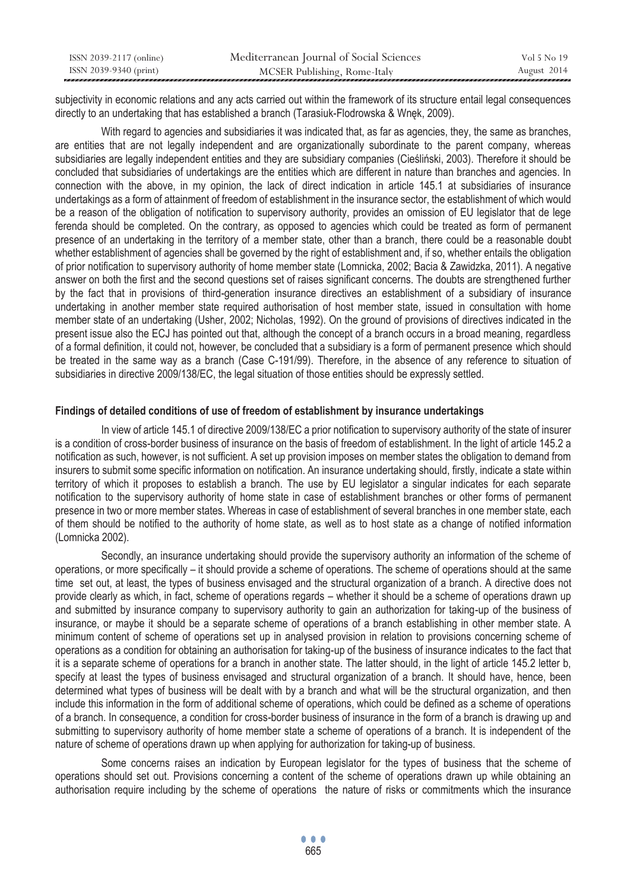subjectivity in economic relations and any acts carried out within the framework of its structure entail legal consequences directly to an undertaking that has established a branch (Tarasiuk-Flodrowska & Wnęk, 2009).

With regard to agencies and subsidiaries it was indicated that, as far as agencies, they, the same as branches, are entities that are not legally independent and are organizationally subordinate to the parent company, whereas subsidiaries are legally independent entities and they are subsidiary companies (Cieśliński, 2003). Therefore it should be concluded that subsidiaries of undertakings are the entities which are different in nature than branches and agencies. In connection with the above, in my opinion, the lack of direct indication in article 145.1 at subsidiaries of insurance undertakings as a form of attainment of freedom of establishment in the insurance sector, the establishment of which would be a reason of the obligation of notification to supervisory authority, provides an omission of EU legislator that de lege ferenda should be completed. On the contrary, as opposed to agencies which could be treated as form of permanent presence of an undertaking in the territory of a member state, other than a branch, there could be a reasonable doubt whether establishment of agencies shall be governed by the right of establishment and, if so, whether entails the obligation of prior notification to supervisory authority of home member state (Lomnicka, 2002; Bacia & Zawidzka, 2011). A negative answer on both the first and the second questions set of raises significant concerns. The doubts are strengthened further by the fact that in provisions of third-generation insurance directives an establishment of a subsidiary of insurance undertaking in another member state required authorisation of host member state, issued in consultation with home member state of an undertaking (Usher, 2002; Nicholas, 1992). On the ground of provisions of directives indicated in the present issue also the ECJ has pointed out that, although the concept of a branch occurs in a broad meaning, regardless of a formal definition, it could not, however, be concluded that a subsidiary is a form of permanent presence which should be treated in the same way as a branch (Case C-191/99). Therefore, in the absence of any reference to situation of subsidiaries in directive 2009/138/EC, the legal situation of those entities should be expressly settled.

### Findings of detailed conditions of use of freedom of establishment by insurance undertakings

In view of article 145.1 of directive 2009/138/EC a prior notification to supervisory authority of the state of insurer is a condition of cross-border business of insurance on the basis of freedom of establishment. In the light of article 145.2 a notification as such, however, is not sufficient. A set up provision imposes on member states the obligation to demand from insurers to submit some specific information on notification. An insurance undertaking should, firstly, indicate a state within territory of which it proposes to establish a branch. The use by EU legislator a singular indicates for each separate notification to the supervisory authority of home state in case of establishment branches or other forms of permanent presence in two or more member states. Whereas in case of establishment of several branches in one member state, each of them should be notified to the authority of home state, as well as to host state as a change of notified information (Lomnicka 2002).

Secondly, an insurance undertaking should provide the supervisory authority an information of the scheme of operations, or more specifically – it should provide a scheme of operations. The scheme of operations should at the same time set out, at least, the types of business envisaged and the structural organization of a branch. A directive does not provide clearly as which, in fact, scheme of operations regards – whether it should be a scheme of operations drawn up and submitted by insurance company to supervisory authority to gain an authorization for taking-up of the business of insurance, or maybe it should be a separate scheme of operations of a branch establishing in other member state. A minimum content of scheme of operations set up in analysed provision in relation to provisions concerning scheme of operations as a condition for obtaining an authorisation for taking-up of the business of insurance indicates to the fact that it is a separate scheme of operations for a branch in another state. The latter should, in the light of article 145.2 letter b, specify at least the types of business envisaged and structural organization of a branch. It should have, hence, been determined what types of business will be dealt with by a branch and what will be the structural organization, and then include this information in the form of additional scheme of operations, which could be defined as a scheme of operations of a branch. In consequence, a condition for cross-border business of insurance in the form of a branch is drawing up and submitting to supervisory authority of home member state a scheme of operations of a branch. It is independent of the nature of scheme of operations drawn up when applying for authorization for taking-up of business.

Some concerns raises an indication by European legislator for the types of business that the scheme of operations should set out. Provisions concerning a content of the scheme of operations drawn up while obtaining an authorisation require including by the scheme of operations the nature of risks or commitments which the insurance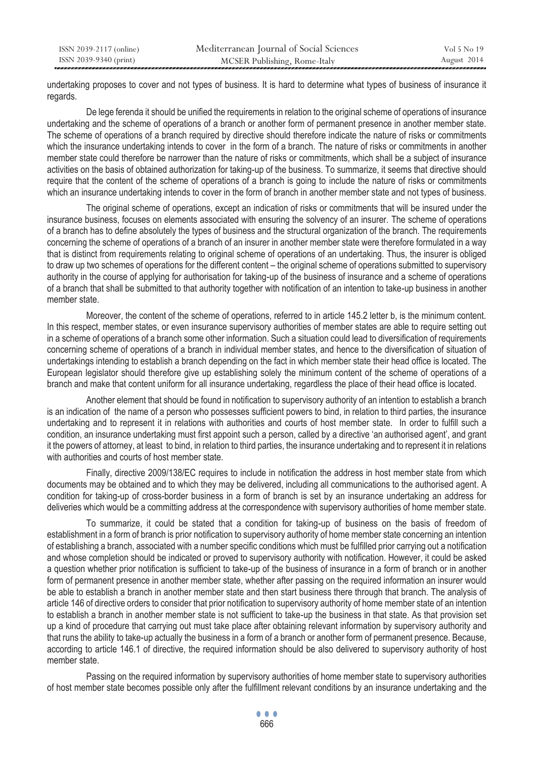undertaking proposes to cover and not types of business. It is hard to determine what types of business of insurance it regards.

De lege ferenda it should be unified the requirements in relation to the original scheme of operations of insurance undertaking and the scheme of operations of a branch or another form of permanent presence in another member state. The scheme of operations of a branch required by directive should therefore indicate the nature of risks or commitments which the insurance undertaking intends to cover in the form of a branch. The nature of risks or commitments in another member state could therefore be narrower than the nature of risks or commitments, which shall be a subject of insurance activities on the basis of obtained authorization for taking-up of the business. To summarize, it seems that directive should require that the content of the scheme of operations of a branch is going to include the nature of risks or commitments which an insurance undertaking intends to cover in the form of branch in another member state and not types of business.

The original scheme of operations, except an indication of risks or commitments that will be insured under the insurance business, focuses on elements associated with ensuring the solvency of an insurer. The scheme of operations of a branch has to define absolutely the types of business and the structural organization of the branch. The requirements concerning the scheme of operations of a branch of an insurer in another member state were therefore formulated in a way that is distinct from requirements relating to original scheme of operations of an undertaking. Thus, the insurer is obliged to draw up two schemes of operations for the different content – the original scheme of operations submitted to supervisory authority in the course of applying for authorisation for taking-up of the business of insurance and a scheme of operations of a branch that shall be submitted to that authority together with notification of an intention to take-up business in another member state.

Moreover, the content of the scheme of operations, referred to in article 145.2 letter b, is the minimum content. In this respect, member states, or even insurance supervisory authorities of member states are able to require setting out in a scheme of operations of a branch some other information. Such a situation could lead to diversification of requirements concerning scheme of operations of a branch in individual member states, and hence to the diversification of situation of undertakings intending to establish a branch depending on the fact in which member state their head office is located. The European legislator should therefore give up establishing solely the minimum content of the scheme of operations of a branch and make that content uniform for all insurance undertaking, regardless the place of their head office is located.

Another element that should be found in notification to supervisory authority of an intention to establish a branch is an indication of the name of a person who possesses sufficient powers to bind, in relation to third parties, the insurance undertaking and to represent it in relations with authorities and courts of host member state. In order to fulfill such a condition, an insurance undertaking must first appoint such a person, called by a directive 'an authorised agent', and grant it the powers of attorney, at least to bind, in relation to third parties, the insurance undertaking and to represent it in relations with authorities and courts of host member state.

Finally, directive 2009/138/EC requires to include in notification the address in host member state from which documents may be obtained and to which they may be delivered, including all communications to the authorised agent. A condition for taking-up of cross-border business in a form of branch is set by an insurance undertaking an address for deliveries which would be a committing address at the correspondence with supervisory authorities of home member state.

To summarize, it could be stated that a condition for taking-up of business on the basis of freedom of establishment in a form of branch is prior notification to supervisory authority of home member state concerning an intention of establishing a branch, associated with a number specific conditions which must be fulfilled prior carrying out a notification and whose completion should be indicated or proved to supervisory authority with notification. However, it could be asked a question whether prior notification is sufficient to take-up of the business of insurance in a form of branch or in another form of permanent presence in another member state, whether after passing on the required information an insurer would be able to establish a branch in another member state and then start business there through that branch. The analysis of article 146 of directive orders to consider that prior notification to supervisory authority of home member state of an intention to establish a branch in another member state is not sufficient to take-up the business in that state. As that provision set up a kind of procedure that carrying out must take place after obtaining relevant information by supervisory authority and that runs the ability to take-up actually the business in a form of a branch or another form of permanent presence. Because, according to article 146.1 of directive, the required information should be also delivered to supervisory authority of host member state.

Passing on the required information by supervisory authorities of home member state to supervisory authorities of host member state becomes possible only after the fulfillment relevant conditions by an insurance undertaking and the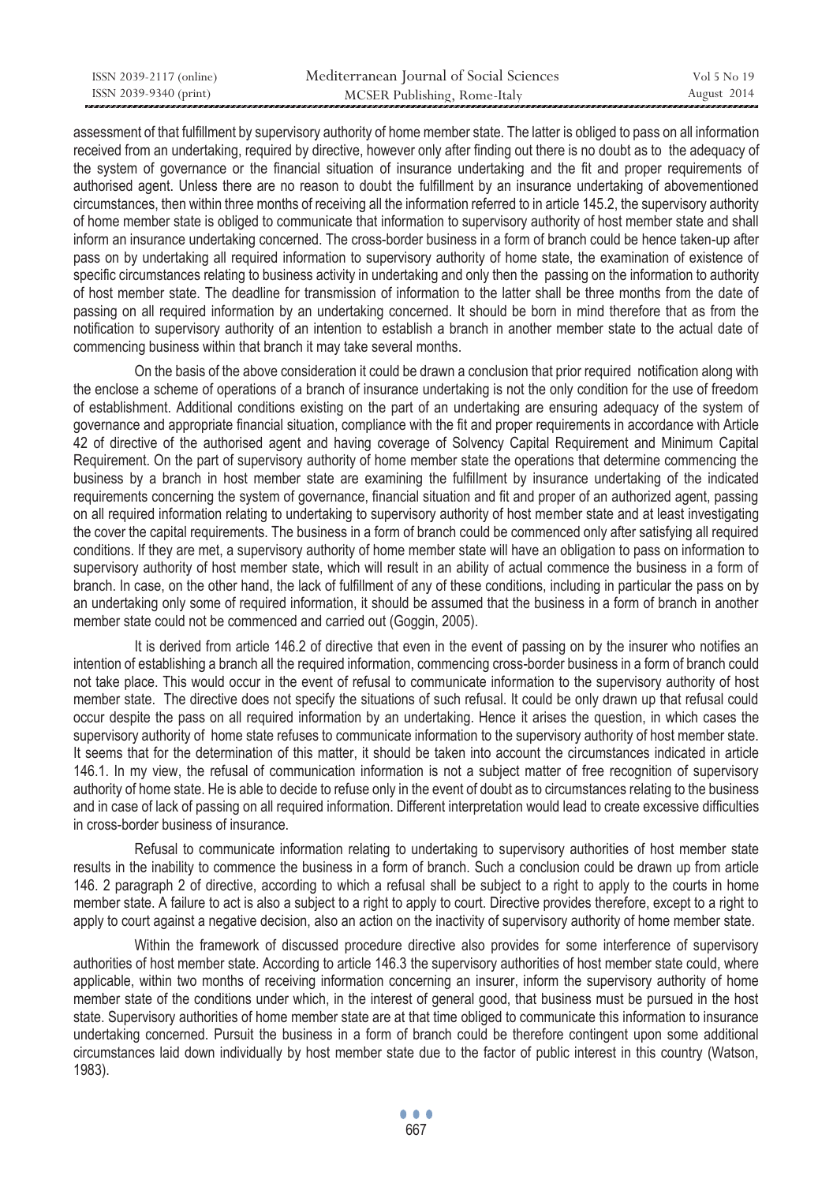assessment of that fulfillment by supervisory authority of home member state. The latter is obliged to pass on all information received from an undertaking, required by directive, however only after finding out there is no doubt as to the adequacy of the system of governance or the financial situation of insurance undertaking and the fit and proper requirements of authorised agent. Unless there are no reason to doubt the fulfillment by an insurance undertaking of abovementioned circumstances, then within three months of receiving all the information referred to in article 145.2, the supervisory authority of home member state is obliged to communicate that information to supervisory authority of host member state and shall inform an insurance undertaking concerned. The cross-border business in a form of branch could be hence taken-up after pass on by undertaking all required information to supervisory authority of home state, the examination of existence of specific circumstances relating to business activity in undertaking and only then the passing on the information to authority of host member state. The deadline for transmission of information to the latter shall be three months from the date of passing on all required information by an undertaking concerned. It should be born in mind therefore that as from the notification to supervisory authority of an intention to establish a branch in another member state to the actual date of commencing business within that branch it may take several months.

On the basis of the above consideration it could be drawn a conclusion that prior required notification along with the enclose a scheme of operations of a branch of insurance undertaking is not the only condition for the use of freedom of establishment. Additional conditions existing on the part of an undertaking are ensuring adequacy of the system of governance and appropriate financial situation, compliance with the fit and proper requirements in accordance with Article 42 of directive of the authorised agent and having coverage of Solvency Capital Requirement and Minimum Capital Requirement. On the part of supervisory authority of home member state the operations that determine commencing the business by a branch in host member state are examining the fulfillment by insurance undertaking of the indicated requirements concerning the system of governance, financial situation and fit and proper of an authorized agent, passing on all required information relating to undertaking to supervisory authority of host member state and at least investigating the cover the capital requirements. The business in a form of branch could be commenced only after satisfying all required conditions. If they are met, a supervisory authority of home member state will have an obligation to pass on information to supervisory authority of host member state, which will result in an ability of actual commence the business in a form of branch. In case, on the other hand, the lack of fulfillment of any of these conditions, including in particular the pass on by an undertaking only some of required information, it should be assumed that the business in a form of branch in another member state could not be commenced and carried out (Goggin, 2005).

It is derived from article 146.2 of directive that even in the event of passing on by the insurer who notifies an intention of establishing a branch all the required information, commencing cross-border business in a form of branch could not take place. This would occur in the event of refusal to communicate information to the supervisory authority of host member state. The directive does not specify the situations of such refusal. It could be only drawn up that refusal could occur despite the pass on all required information by an undertaking. Hence it arises the question, in which cases the supervisory authority of home state refuses to communicate information to the supervisory authority of host member state. It seems that for the determination of this matter, it should be taken into account the circumstances indicated in article 146.1. In my view, the refusal of communication information is not a subject matter of free recognition of supervisory authority of home state. He is able to decide to refuse only in the event of doubt as to circumstances relating to the business and in case of lack of passing on all required information. Different interpretation would lead to create excessive difficulties in cross-border business of insurance.

Refusal to communicate information relating to undertaking to supervisory authorities of host member state results in the inability to commence the business in a form of branch. Such a conclusion could be drawn up from article 146. 2 paragraph 2 of directive, according to which a refusal shall be subject to a right to apply to the courts in home member state. A failure to act is also a subject to a right to apply to court. Directive provides therefore, except to a right to apply to court against a negative decision, also an action on the inactivity of supervisory authority of home member state.

Within the framework of discussed procedure directive also provides for some interference of supervisory authorities of host member state. According to article 146.3 the supervisory authorities of host member state could, where applicable, within two months of receiving information concerning an insurer, inform the supervisory authority of home member state of the conditions under which, in the interest of general good, that business must be pursued in the host state. Supervisory authorities of home member state are at that time obliged to communicate this information to insurance undertaking concerned. Pursuit the business in a form of branch could be therefore contingent upon some additional circumstances laid down individually by host member state due to the factor of public interest in this country (Watson, 1983).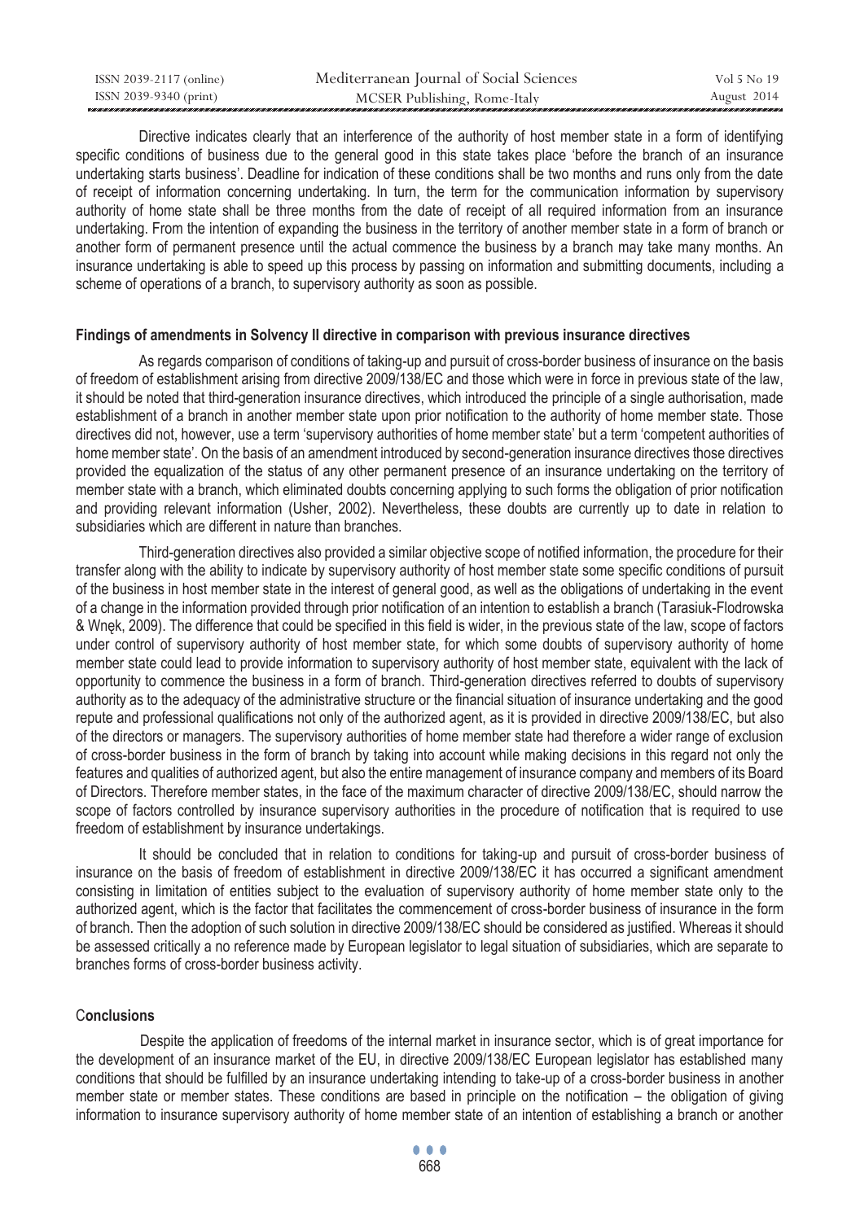Directive indicates clearly that an interference of the authority of host member state in a form of identifying specific conditions of business due to the general good in this state takes place 'before the branch of an insurance undertaking starts business'. Deadline for indication of these conditions shall be two months and runs only from the date of receipt of information concerning undertaking. In turn, the term for the communication information by supervisory authority of home state shall be three months from the date of receipt of all required information from an insurance undertaking. From the intention of expanding the business in the territory of another member state in a form of branch or another form of permanent presence until the actual commence the business by a branch may take many months. An insurance undertaking is able to speed up this process by passing on information and submitting documents, including a scheme of operations of a branch, to supervisory authority as soon as possible.

### Findings of amendments in Solvency II directive in comparison with previous insurance directives

As regards comparison of conditions of taking-up and pursuit of cross-border business of insurance on the basis of freedom of establishment arising from directive 2009/138/EC and those which were in force in previous state of the law, it should be noted that third-generation insurance directives, which introduced the principle of a single authorisation, made establishment of a branch in another member state upon prior notification to the authority of home member state. Those directives did not, however, use a term 'supervisory authorities of home member state' but a term 'competent authorities of home member state'. On the basis of an amendment introduced by second-generation insurance directives those directives provided the equalization of the status of any other permanent presence of an insurance undertaking on the territory of member state with a branch, which eliminated doubts concerning applying to such forms the obligation of prior notification and providing relevant information (Usher, 2002). Nevertheless, these doubts are currently up to date in relation to subsidiaries which are different in nature than branches.

Third-generation directives also provided a similar objective scope of notified information, the procedure for their transfer along with the ability to indicate by supervisory authority of host member state some specific conditions of pursuit of the business in host member state in the interest of general good, as well as the obligations of undertaking in the event of a change in the information provided through prior notification of an intention to establish a branch (Tarasiuk-Flodrowska & Wnęk, 2009). The difference that could be specified in this field is wider, in the previous state of the law, scope of factors under control of supervisory authority of host member state, for which some doubts of supervisory authority of home member state could lead to provide information to supervisory authority of host member state, equivalent with the lack of opportunity to commence the business in a form of branch. Third-generation directives referred to doubts of supervisory authority as to the adequacy of the administrative structure or the financial situation of insurance undertaking and the good repute and professional qualifications not only of the authorized agent, as it is provided in directive 2009/138/EC, but also of the directors or managers. The supervisory authorities of home member state had therefore a wider range of exclusion of cross-border business in the form of branch by taking into account while making decisions in this regard not only the features and qualities of authorized agent, but also the entire management of insurance company and members of its Board of Directors. Therefore member states, in the face of the maximum character of directive 2009/138/EC, should narrow the scope of factors controlled by insurance supervisory authorities in the procedure of notification that is required to use freedom of establishment by insurance undertakings.

It should be concluded that in relation to conditions for taking-up and pursuit of cross-border business of insurance on the basis of freedom of establishment in directive 2009/138/EC it has occurred a significant amendment consisting in limitation of entities subject to the evaluation of supervisory authority of home member state only to the authorized agent, which is the factor that facilitates the commencement of cross-border business of insurance in the form of branch. Then the adoption of such solution in directive 2009/138/EC should be considered as justified. Whereas it should be assessed critically a no reference made by European legislator to legal situation of subsidiaries, which are separate to branches forms of cross-border business activity.

### Conclusions

Despite the application of freedoms of the internal market in insurance sector, which is of great importance for the development of an insurance market of the EU, in directive 2009/138/EC European legislator has established many conditions that should be fulfilled by an insurance undertaking intending to take-up of a cross-border business in another member state or member states. These conditions are based in principle on the notification – the obligation of giving information to insurance supervisory authority of home member state of an intention of establishing a branch or another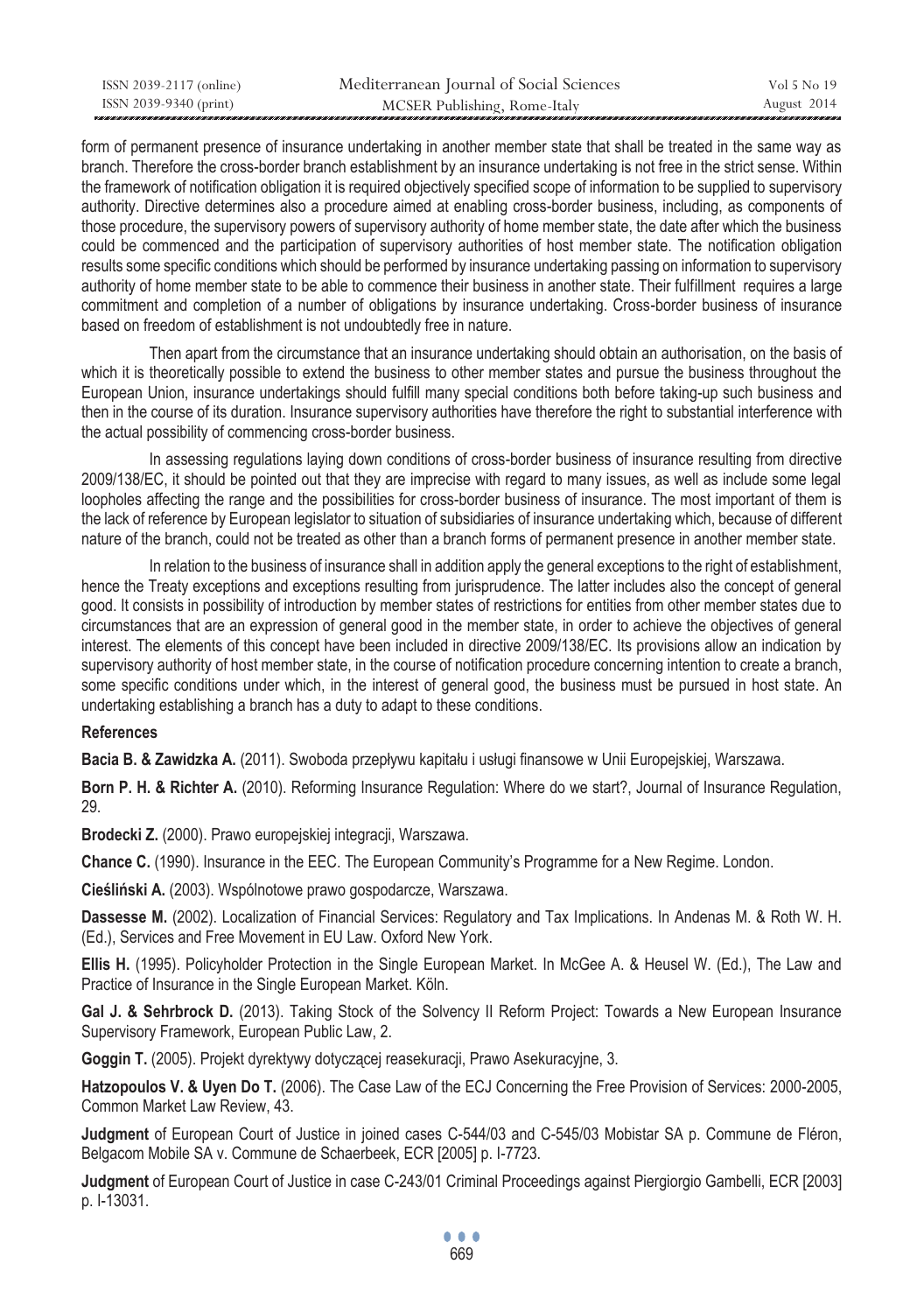form of permanent presence of insurance undertaking in another member state that shall be treated in the same way as branch. Therefore the cross-border branch establishment by an insurance undertaking is not free in the strict sense. Within the framework of notification obligation it is required objectively specified scope of information to be supplied to supervisory authority. Directive determines also a procedure aimed at enabling cross-border business, including, as components of those procedure, the supervisory powers of supervisory authority of home member state, the date after which the business could be commenced and the participation of supervisory authorities of host member state. The notification obligation results some specific conditions which should be performed by insurance undertaking passing on information to supervisory authority of home member state to be able to commence their business in another state. Their fulfillment requires a large commitment and completion of a number of obligations by insurance undertaking. Cross-border business of insurance based on freedom of establishment is not undoubtedly free in nature.

Then apart from the circumstance that an insurance undertaking should obtain an authorisation, on the basis of which it is theoretically possible to extend the business to other member states and pursue the business throughout the European Union, insurance undertakings should fulfill many special conditions both before taking-up such business and then in the course of its duration. Insurance supervisory authorities have therefore the right to substantial interference with the actual possibility of commencing cross-border business.

In assessing regulations laying down conditions of cross-border business of insurance resulting from directive 2009/138/EC, it should be pointed out that they are imprecise with regard to many issues, as well as include some legal loopholes affecting the range and the possibilities for cross-border business of insurance. The most important of them is the lack of reference by European legislator to situation of subsidiaries of insurance undertaking which, because of different nature of the branch, could not be treated as other than a branch forms of permanent presence in another member state.

In relation to the business of insurance shall in addition apply the general exceptions to the right of establishment, hence the Treaty exceptions and exceptions resulting from jurisprudence. The latter includes also the concept of general good. It consists in possibility of introduction by member states of restrictions for entities from other member states due to circumstances that are an expression of general good in the member state, in order to achieve the objectives of general interest. The elements of this concept have been included in directive 2009/138/EC. Its provisions allow an indication by supervisory authority of host member state, in the course of notification procedure concerning intention to create a branch, some specific conditions under which, in the interest of general good, the business must be pursued in host state. An undertaking establishing a branch has a duty to adapt to these conditions.

## References

**Bacia B. & Zawidzka A.** (2011). Swoboda przepływu kapitału i usługi finansowe w Unii Europejskiej, Warszawa.

**Born P. H. & Richter A.** (2010). Reforming Insurance Regulation: Where do we start?, Journal of Insurance Regulation, 29.

**Brodecki Z.** (2000). Prawo europejskiej integracji, Warszawa.

**Chance C.** (1990). Insurance in the EEC. The European Community's Programme for a New Regime. London.

**Cieśliński A.** (2003). Wspólnotowe prawo gospodarcze, Warszawa.

**Dassesse M.** (2002). Localization of Financial Services: Regulatory and Tax Implications. In Andenas M. & Roth W. H. (Ed.), Services and Free Movement in EU Law. Oxford New York.

**Ellis H.** (1995). Policyholder Protection in the Single European Market. In McGee A. & Heusel W. (Ed.), The Law and Practice of Insurance in the Single European Market. Köln.

**Gal J. & Sehrbrock D.** (2013). Taking Stock of the Solvency II Reform Project: Towards a New European Insurance Supervisory Framework, European Public Law, 2.

**Goggin T.** (2005). Projekt dyrektywy dotyczącej reasekuracji, Prawo Asekuracyjne, 3.

**Hatzopoulos V. & Uyen Do T.** (2006). The Case Law of the ECJ Concerning the Free Provision of Services: 2000-2005, Common Market Law Review, 43.

**Judgment** of European Court of Justice in joined cases C-544/03 and C-545/03 Mobistar SA p. Commune de Fléron, Belgacom Mobile SA v. Commune de Schaerbeek, ECR [2005] p. I-7723.

**Judgment** of European Court of Justice in case C-243/01 Criminal Proceedings against Piergiorgio Gambelli, ECR [2003] p. I-13031.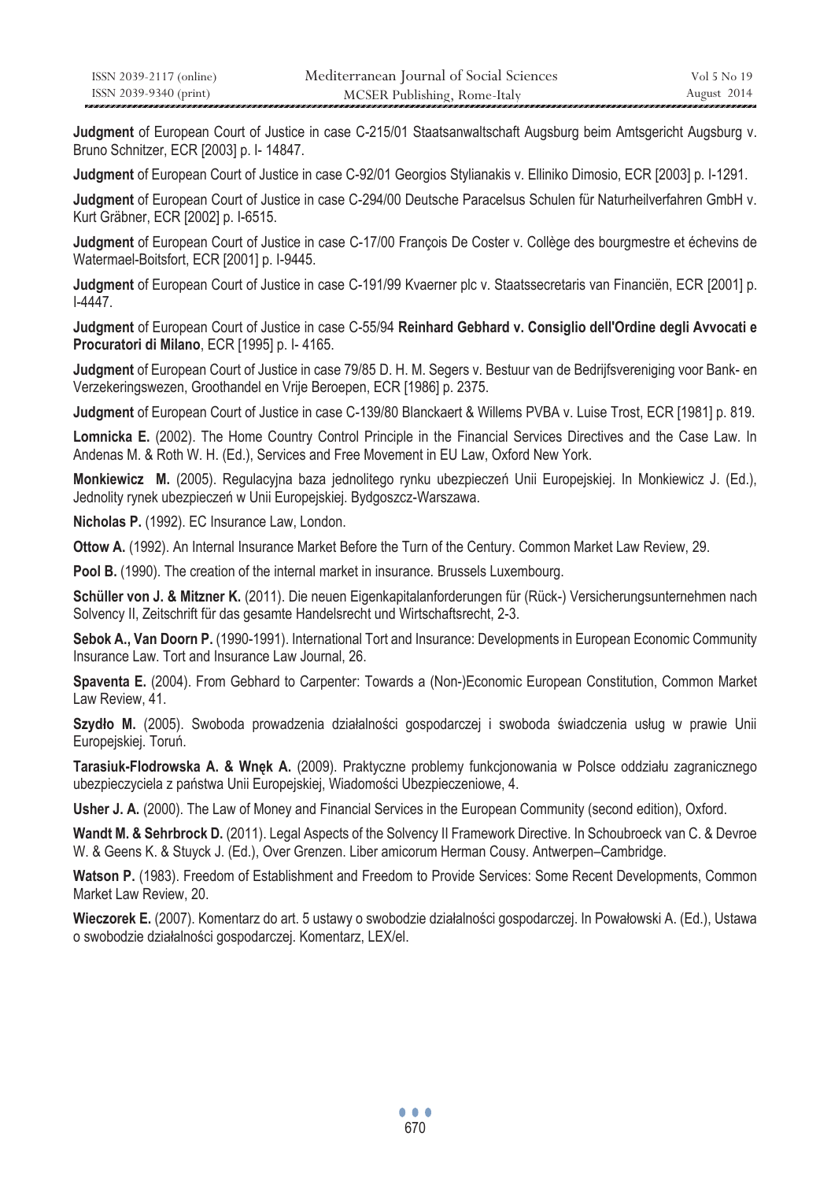**Judgment** of European Court of Justice in case C-215/01 Staatsanwaltschaft Augsburg beim Amtsgericht Augsburg v. Bruno Schnitzer, ECR [2003] p. I- 14847.

**Judgment** of European Court of Justice in case C-92/01 Georgios Stylianakis v. Elliniko Dimosio, ECR [2003] p. I-1291.

**Judgment** of European Court of Justice in case C-294/00 Deutsche Paracelsus Schulen für Naturheilverfahren GmbH v. Kurt Gräbner, ECR [2002] p. I-6515.

**Judgment** of European Court of Justice in case C-17/00 François De Coster v. Collège des bourgmestre et échevins de Watermael-Boitsfort, ECR [2001] p. I-9445.

**Judgment** of European Court of Justice in case C-191/99 Kvaerner plc v. Staatssecretaris van Financiën, ECR [2001] p. I-4447.

**Judgment** of European Court of Justice in case C-55/94 **Reinhard Gebhard v. Consiglio dell'Ordine degli Avvocati e Procuratori di Milano**, ECR [1995] p. I- 4165.

**Judgment** of European Court of Justice in case 79/85 D. H. M. Segers v. Bestuur van de Bedrijfsvereniging voor Bank- en Verzekeringswezen, Groothandel en Vrije Beroepen, ECR [1986] p. 2375.

**Judgment** of European Court of Justice in case C-139/80 Blanckaert & Willems PVBA v. Luise Trost, ECR [1981] p. 819.

**Lomnicka E.** (2002). The Home Country Control Principle in the Financial Services Directives and the Case Law. In Andenas M. & Roth W. H. (Ed.), Services and Free Movement in EU Law, Oxford New York.

**Monkiewicz M.** (2005). Regulacyjna baza jednolitego rynku ubezpieczeń Unii Europejskiej. In Monkiewicz J. (Ed.), Jednolity rynek ubezpieczeń w Unii Europejskiej. Bydgoszcz-Warszawa.

**Nicholas P.** (1992). EC Insurance Law, London.

**Ottow A.** (1992). An Internal Insurance Market Before the Turn of the Century. Common Market Law Review, 29.

**Pool B.** (1990). The creation of the internal market in insurance. Brussels Luxembourg.

**Schüller von J. & Mitzner K.** (2011). Die neuen Eigenkapitalanforderungen für (Rück-) Versicherungsunternehmen nach Solvency II, Zeitschrift für das gesamte Handelsrecht und Wirtschaftsrecht, 2-3.

**Sebok A., Van Doorn P.** (1990-1991). International Tort and Insurance: Developments in European Economic Community Insurance Law. Tort and Insurance Law Journal, 26.

**Spaventa E.** (2004). From Gebhard to Carpenter: Towards a (Non-)Economic European Constitution, Common Market Law Review, 41.

**Szydło M.** (2005). Swoboda prowadzenia działalności gospodarczej i swoboda świadczenia usług w prawie Unii Europejskiej. Toruń.

**Tarasiuk-Flodrowska A. & Wnęk A.** (2009). Praktyczne problemy funkcjonowania w Polsce oddziału zagranicznego ubezpieczyciela z państwa Unii Europejskiej, Wiadomości Ubezpieczeniowe, 4.

**Usher J. A.** (2000). The Law of Money and Financial Services in the European Community (second edition), Oxford.

**Wandt M. & Sehrbrock D.** (2011). Legal Aspects of the Solvency II Framework Directive. In Schoubroeck van C. & Devroe W. & Geens K. & Stuyck J. (Ed.), Over Grenzen. Liber amicorum Herman Cousy. Antwerpen–Cambridge.

**Watson P.** (1983). Freedom of Establishment and Freedom to Provide Services: Some Recent Developments, Common Market Law Review, 20.

**Wieczorek E.** (2007). Komentarz do art. 5 ustawy o swobodzie działalności gospodarczej. In Powałowski A. (Ed.), Ustawa o swobodzie działalności gospodarczej. Komentarz, LEX/el.